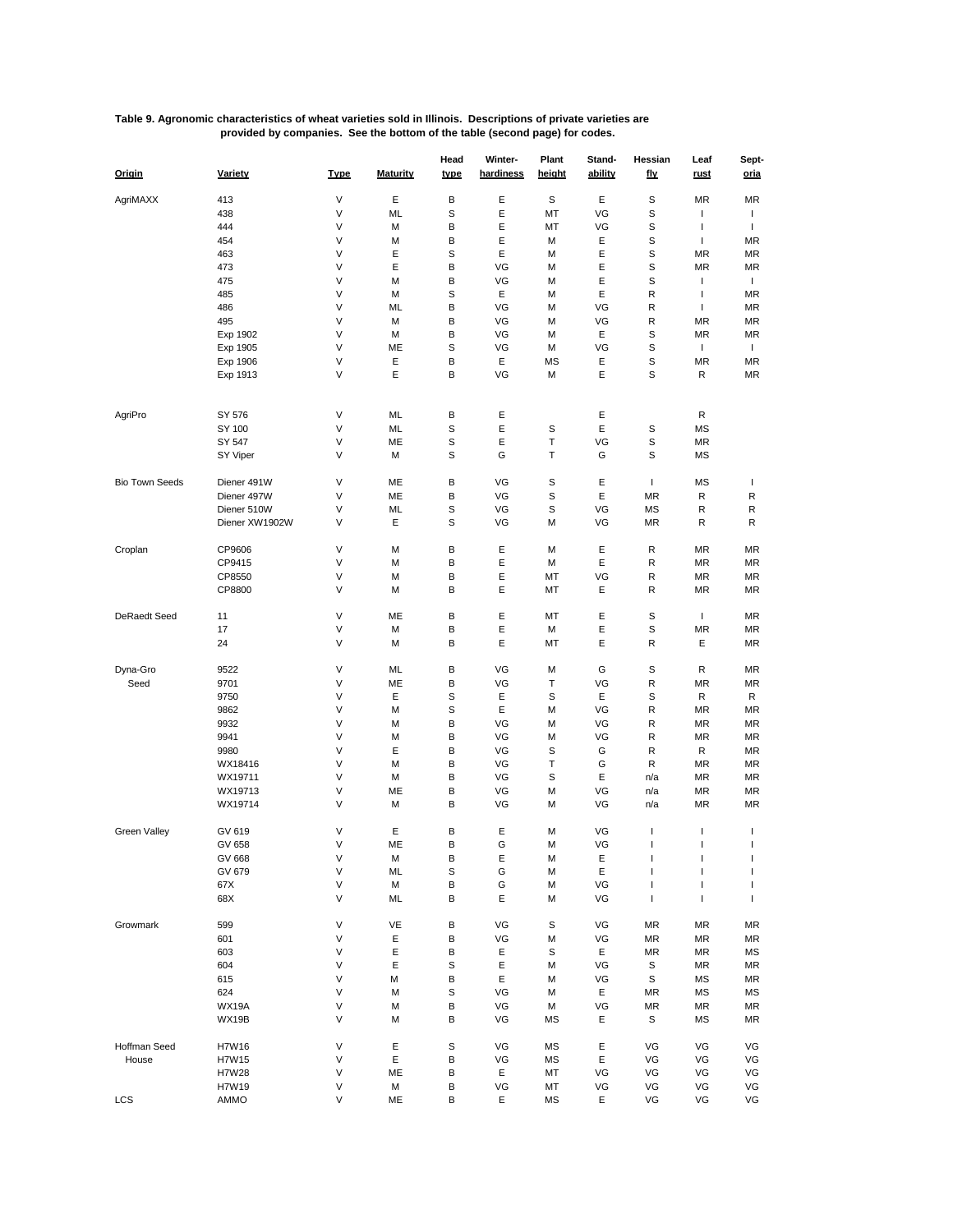**Table 9. Agronomic characteristics of wheat varieties sold in Illinois. Descriptions of private varieties are provided by companies. See the bottom of the table (second page) for codes.**

| Origin | Variety | Type | Maturity | Head type | Winter-hardiness | Plant height | Stand-ability | Hessian fly | Leaf rust | Sept-oria |
|---|---|---|---|---|---|---|---|---|---|---|
| AgriMAXX | 413 | V | E | B | E | S | E | S | MR | MR |
| | 438 | V | ML | S | E | MT | VG | S | I | I |
| | 444 | V | M | B | E | MT | VG | S | I | I |
| | 454 | V | M | B | E | M | E | S | I | MR |
| | 463 | V | E | S | E | M | E | S | MR | MR |
| | 473 | V | E | B | VG | M | E | S | MR | MR |
| | 475 | V | M | B | VG | M | E | S | I | I |
| | 485 | V | M | S | E | M | E | R | I | MR |
| | 486 | V | ML | B | VG | M | VG | R | I | MR |
| | 495 | V | M | B | VG | M | VG | R | MR | MR |
| | Exp 1902 | V | M | B | VG | M | E | S | MR | MR |
| | Exp 1905 | V | ME | S | VG | M | VG | S | I | I |
| | Exp 1906 | V | E | B | E | MS | E | S | MR | MR |
| | Exp 1913 | V | E | B | VG | M | E | S | R | MR |
| AgriPro | SY 576 | V | ML | B | E | | E | | R | |
| | SY 100 | V | ML | S | E | S | E | S | MS | |
| | SY 547 | V | ME | S | E | T | VG | S | MR | |
| | SY Viper | V | M | S | G | T | G | S | MS | |
| Bio Town Seeds | Diener 491W | V | ME | B | VG | S | E | I | MS | I |
| | Diener 497W | V | ME | B | VG | S | E | MR | R | R |
| | Diener 510W | V | ML | S | VG | S | VG | MS | R | R |
| | Diener XW1902W | V | E | S | VG | M | VG | MR | R | R |
| Croplan | CP9606 | V | M | B | E | M | E | R | MR | MR |
| | CP9415 | V | M | B | E | M | E | R | MR | MR |
| | CP8550 | V | M | B | E | MT | VG | R | MR | MR |
| | CP8800 | V | M | B | E | MT | E | R | MR | MR |
| DeRaedt Seed | 11 | V | ME | B | E | MT | E | S | I | MR |
| | 17 | V | M | B | E | M | E | S | MR | MR |
| | 24 | V | M | B | E | MT | E | R | E | MR |
| Dyna-Gro Seed | 9522 | V | ML | B | VG | M | G | S | R | MR |
| | 9701 | V | ME | B | VG | T | VG | R | MR | MR |
| | 9750 | V | E | S | E | S | E | S | R | R |
| | 9862 | V | M | S | E | M | VG | R | MR | MR |
| | 9932 | V | M | B | VG | M | VG | R | MR | MR |
| | 9941 | V | M | B | VG | M | VG | R | MR | MR |
| | 9980 | V | E | B | VG | S | G | R | R | MR |
| | WX18416 | V | M | B | VG | T | G | R | MR | MR |
| | WX19711 | V | M | B | VG | S | E | n/a | MR | MR |
| | WX19713 | V | ME | B | VG | M | VG | n/a | MR | MR |
| | WX19714 | V | M | B | VG | M | VG | n/a | MR | MR |
| Green Valley | GV 619 | V | E | B | E | M | VG | I | I | I |
| | GV 658 | V | ME | B | G | M | VG | I | I | I |
| | GV 668 | V | M | B | E | M | E | I | I | I |
| | GV 679 | V | ML | S | G | M | E | I | I | I |
| | 67X | V | M | B | G | M | VG | I | I | I |
| | 68X | V | ML | B | E | M | VG | I | I | I |
| Growmark | 599 | V | VE | B | VG | S | VG | MR | MR | MR |
| | 601 | V | E | B | VG | M | VG | MR | MR | MR |
| | 603 | V | E | B | E | S | E | MR | MR | MS |
| | 604 | V | E | S | E | M | VG | S | MR | MR |
| | 615 | V | M | B | E | M | VG | S | MS | MR |
| | 624 | V | M | S | VG | M | E | MR | MS | MS |
| | WX19A | V | M | B | VG | M | VG | MR | MR | MR |
| | WX19B | V | M | B | VG | MS | E | S | MS | MR |
| Hoffman Seed House | H7W16 | V | E | S | VG | MS | E | VG | VG | VG |
| | H7W15 | V | E | B | VG | MS | E | VG | VG | VG |
| | H7W28 | V | ME | B | E | MT | VG | VG | VG | VG |
| | H7W19 | V | M | B | VG | MT | VG | VG | VG | VG |
| LCS | AMMO | V | ME | B | E | MS | E | VG | VG | VG |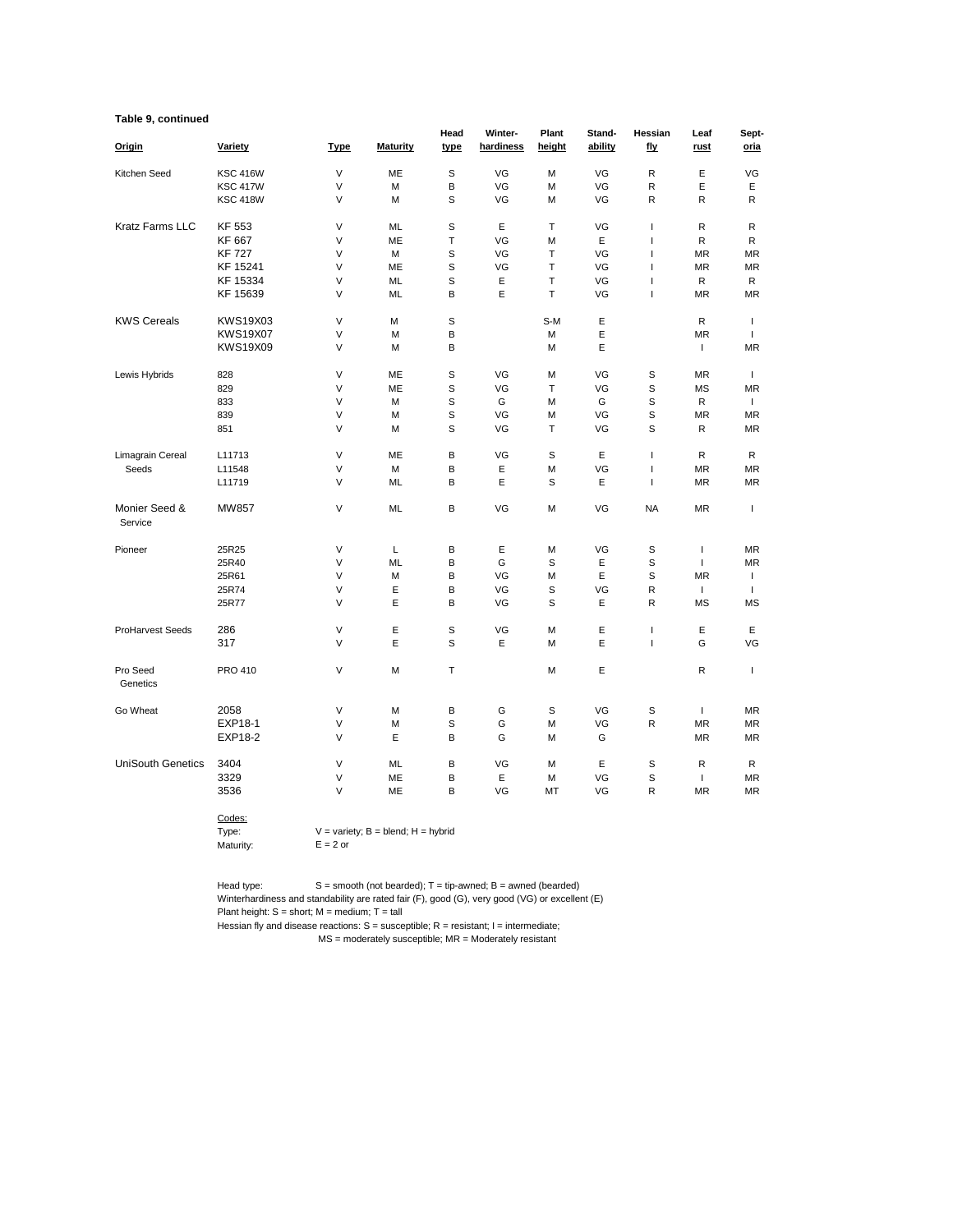**Table 9, continued**

| Origin | Variety | Type | Maturity | Head type | Winter-hardiness | Plant height | Stand-ability | Hessian fly | Leaf rust | Sept-oria |
|---|---|---|---|---|---|---|---|---|---|---|
| Kitchen Seed | KSC 416W | V | ME | S | VG | M | VG | R | E | VG |
| | KSC 417W | V | M | B | VG | M | VG | R | E | E |
| | KSC 418W | V | M | S | VG | M | VG | R | R | R |
| Kratz Farms LLC | KF 553 | V | ML | S | E | T | VG | I | R | R |
| | KF 667 | V | ME | T | VG | M | E | I | R | R |
| | KF 727 | V | M | S | VG | T | VG | I | MR | MR |
| | KF 15241 | V | ME | S | VG | T | VG | I | MR | MR |
| | KF 15334 | V | ML | S | E | T | VG | I | R | R |
| | KF 15639 | V | ML | B | E | T | VG | I | MR | MR |
| KWS Cereals | KWS19X03 | V | M | S | | S-M | E | | R | I |
| | KWS19X07 | V | M | B | | M | E | | MR | I |
| | KWS19X09 | V | M | B | | M | E | | I | MR |
| Lewis Hybrids | 828 | V | ME | S | VG | M | VG | S | MR | I |
| | 829 | V | ME | S | VG | T | VG | S | MS | MR |
| | 833 | V | M | S | G | M | G | S | R | I |
| | 839 | V | M | S | VG | M | VG | S | MR | MR |
| | 851 | V | M | S | VG | T | VG | S | R | MR |
| Limagrain Cereal Seeds | L11713 | V | ME | B | VG | S | E | I | R | R |
| | L11548 | V | M | B | E | M | VG | I | MR | MR |
| | L11719 | V | ML | B | E | S | E | I | MR | MR |
| Monier Seed & Service | MW857 | V | ML | B | VG | M | VG | NA | MR | I |
| Pioneer | 25R25 | V | L | B | E | M | VG | S | I | MR |
| | 25R40 | V | ML | B | G | S | E | S | I | MR |
| | 25R61 | V | M | B | VG | M | E | S | MR | I |
| | 25R74 | V | E | B | VG | S | VG | R | I | I |
| | 25R77 | V | E | B | VG | S | E | R | MS | MS |
| ProHarvest Seeds | 286 | V | E | S | VG | M | E | I | E | E |
| | 317 | V | E | S | E | M | E | I | G | VG |
| Pro Seed Genetics | PRO 410 | V | M | T | | M | E | | R | I |
| Go Wheat | 2058 | V | M | B | G | S | VG | S | I | MR |
| | EXP18-1 | V | M | S | G | M | VG | R | MR | MR |
| | EXP18-2 | V | E | B | G | M | G | | MR | MR |
| UniSouth Genetics | 3404 | V | ML | B | VG | M | E | S | R | R |
| | 3329 | V | ME | B | E | M | VG | S | I | MR |
| | 3536 | V | ME | B | VG | MT | VG | R | MR | MR |

Codes:

Type: V = variety; B = blend; H = hybrid

Maturity: E = 2 or

Head type: S = smooth (not bearded); T = tip-awned; B = awned (bearded)

Winterhardiness and standability are rated fair (F), good (G), very good (VG) or excellent (E)

Plant height: S = short; M = medium; T = tall

Hessian fly and disease reactions: S = susceptible; R = resistant; I = intermediate;
MS = moderately susceptible; MR = Moderately resistant